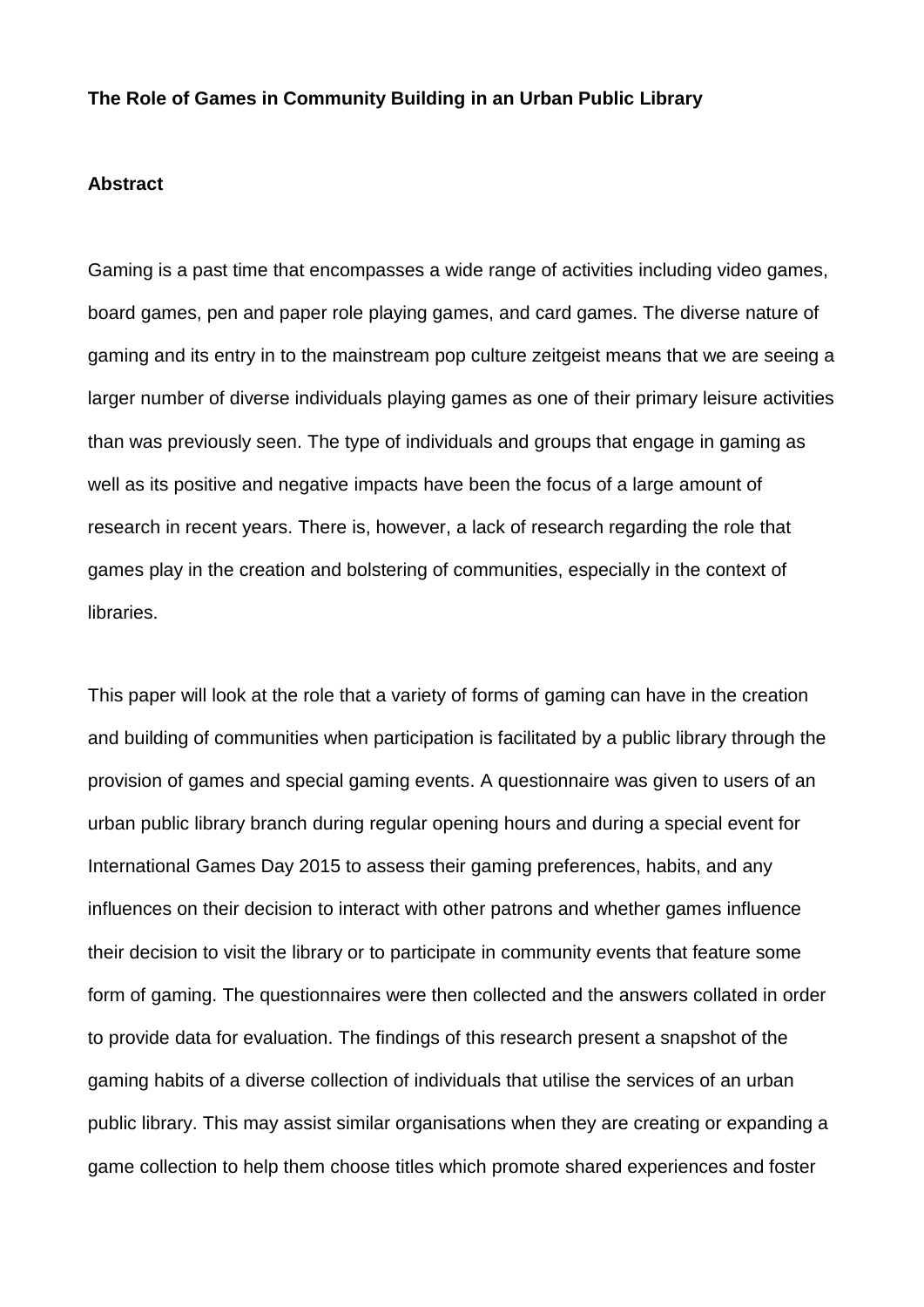# The Role of Games in Community Building in an Urban Public Library

## Abstract

Gaming is a past time that encompasses a wide range of activities including video games, board games, pen and paper role playing games, and card games. The diverse nature of gaming and its entry in to the mainstream pop culture zeitgeist means that we are seeing a larger number of diverse individuals playing games as one of their primary leisure activities than was previously seen. The type of individuals and groups that engage in gaming as well as its positive and negative impacts have been the focus of a large amount of research in recent years. There is, however, a lack of research regarding the role that games play in the creation and bolstering of communities, especially in the context of libraries.

This paper will look at the role that a variety of forms of gaming can have in the creation and building of communities when participation is facilitated by a public library through the provision of games and special gaming events. A questionnaire was given to users of an urban public library branch during regular opening hours and during a special event for International Games Day 2015 to assess their gaming preferences, habits, and any influences on their decision to interact with other patrons and whether games influence their decision to visit the library or to participate in community events that feature some form of gaming. The questionnaires were then collected and the answers collated in order to provide data for evaluation. The findings of this research present a snapshot of the gaming habits of a diverse collection of individuals that utilise the services of an urban public library. This may assist similar organisations when they are creating or expanding a game collection to help them choose titles which promote shared experiences and foster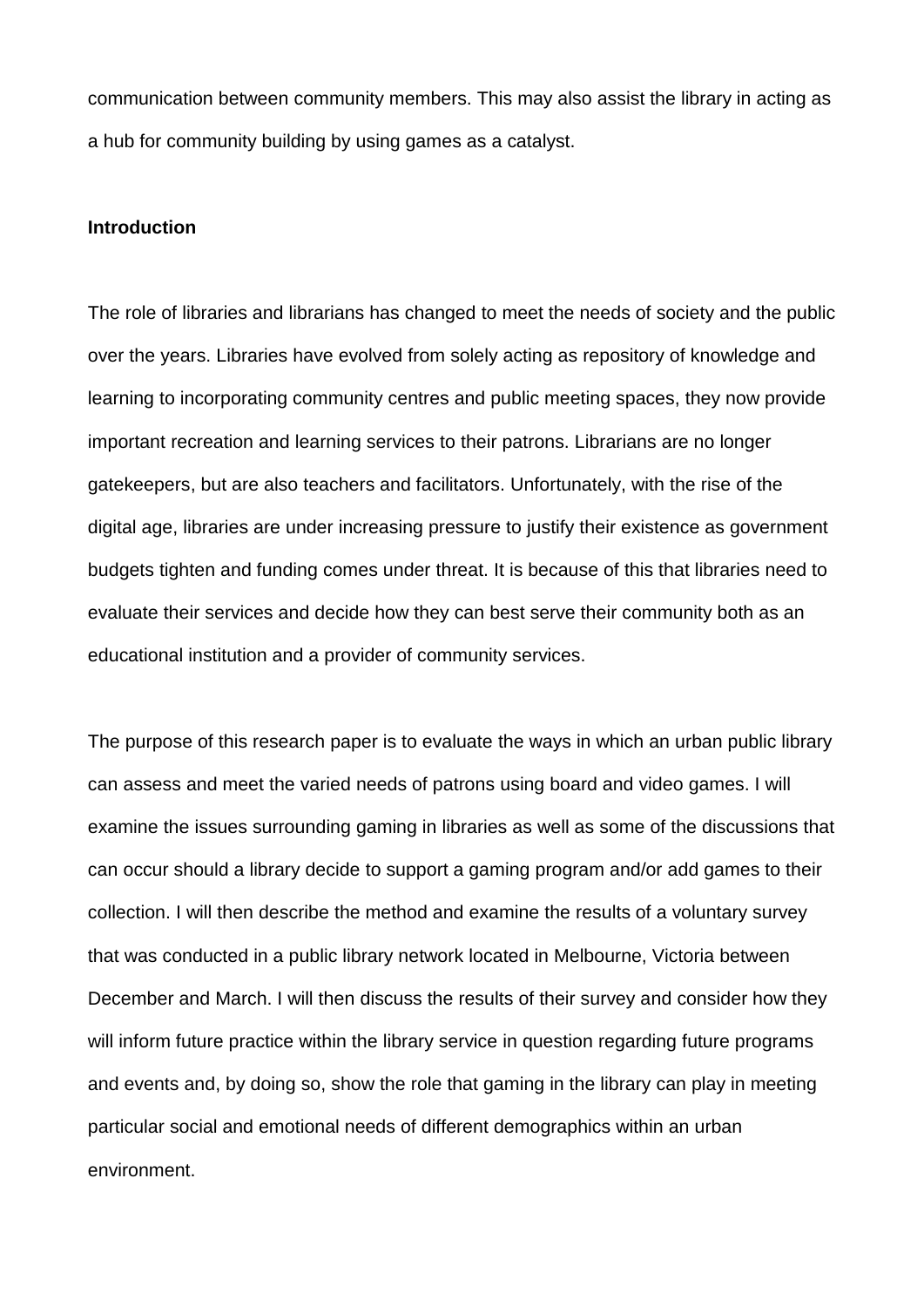communication between community members. This may also assist the library in acting as a hub for community building by using games as a catalyst.

**Introduction**

The role of libraries and librarians has changed to meet the needs of society and the public over the years. Libraries have evolved from solely acting as repository of knowledge and learning to incorporating community centres and public meeting spaces, they now provide important recreation and learning services to their patrons. Librarians are no longer gatekeepers, but are also teachers and facilitators. Unfortunately, with the rise of the digital age, libraries are under increasing pressure to justify their existence as government budgets tighten and funding comes under threat. It is because of this that libraries need to evaluate their services and decide how they can best serve their community both as an educational institution and a provider of community services.

The purpose of this research paper is to evaluate the ways in which an urban public library can assess and meet the varied needs of patrons using board and video games. I will examine the issues surrounding gaming in libraries as well as some of the discussions that can occur should a library decide to support a gaming program and/or add games to their collection. I will then describe the method and examine the results of a voluntary survey that was conducted in a public library network located in Melbourne, Victoria between December and March. I will then discuss the results of their survey and consider how they will inform future practice within the library service in question regarding future programs and events and, by doing so, show the role that gaming in the library can play in meeting particular social and emotional needs of different demographics within an urban environment.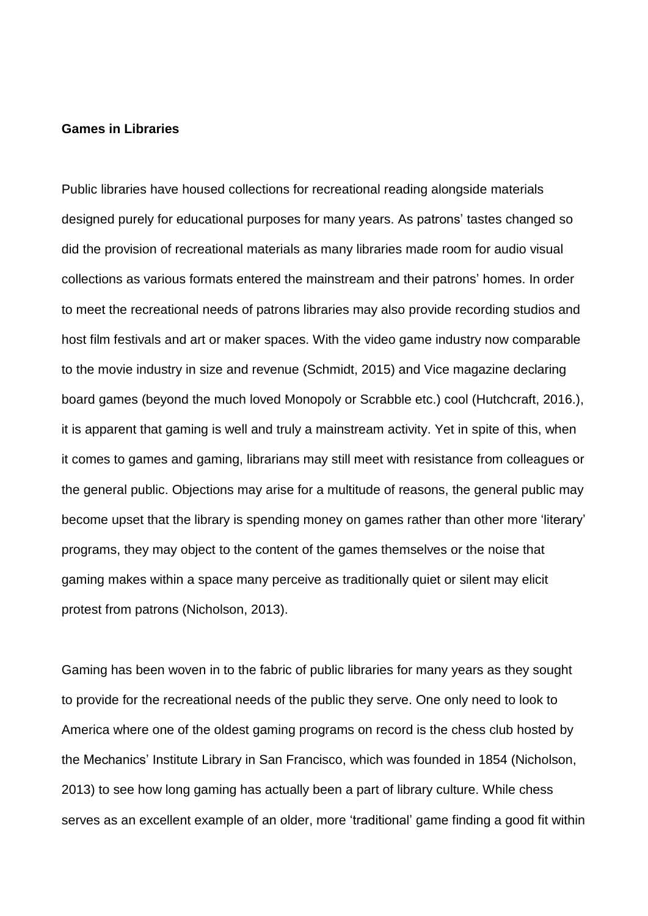**Games in Libraries**

Public libraries have housed collections for recreational reading alongside materials designed purely for educational purposes for many years. As patrons' tastes changed so did the provision of recreational materials as many libraries made room for audio visual collections as various formats entered the mainstream and their patrons' homes. In order to meet the recreational needs of patrons libraries may also provide recording studios and host film festivals and art or maker spaces. With the video game industry now comparable to the movie industry in size and revenue (Schmidt, 2015) and Vice magazine declaring board games (beyond the much loved Monopoly or Scrabble etc.) cool (Hutchcraft, 2016.), it is apparent that gaming is well and truly a mainstream activity. Yet in spite of this, when it comes to games and gaming, librarians may still meet with resistance from colleagues or the general public. Objections may arise for a multitude of reasons, the general public may become upset that the library is spending money on games rather than other more 'literary' programs, they may object to the content of the games themselves or the noise that gaming makes within a space many perceive as traditionally quiet or silent may elicit protest from patrons (Nicholson, 2013).

Gaming has been woven in to the fabric of public libraries for many years as they sought to provide for the recreational needs of the public they serve. One only need to look to America where one of the oldest gaming programs on record is the chess club hosted by the Mechanics' Institute Library in San Francisco, which was founded in 1854 (Nicholson, 2013) to see how long gaming has actually been a part of library culture. While chess serves as an excellent example of an older, more 'traditional' game finding a good fit within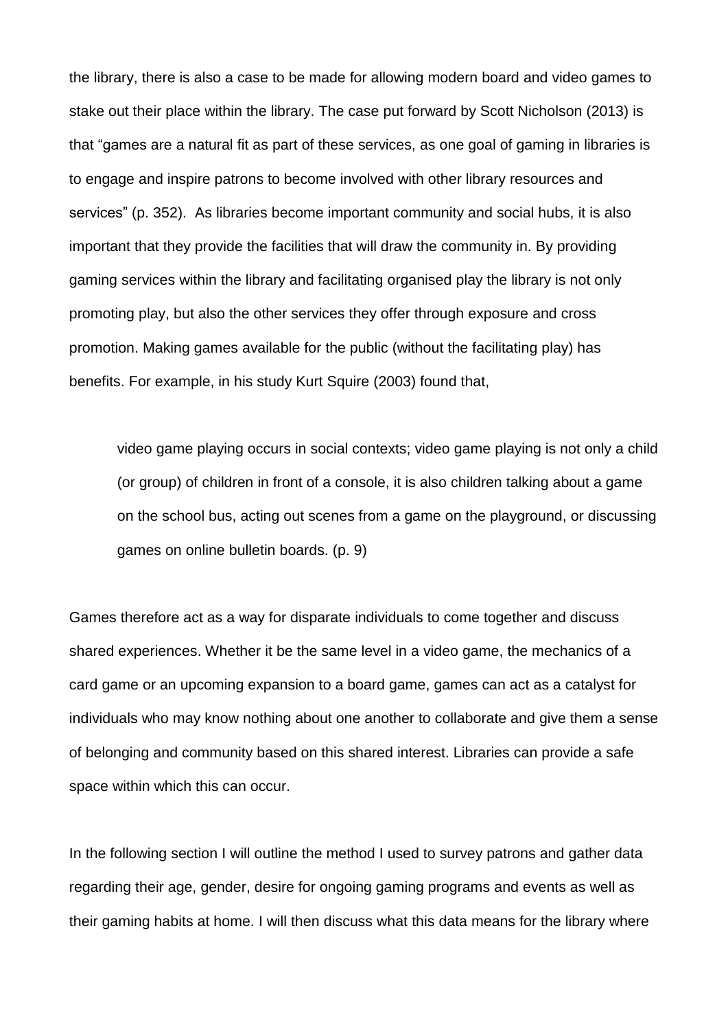the library, there is also a case to be made for allowing modern board and video games to stake out their place within the library. The case put forward by Scott Nicholson (2013) is that "games are a natural fit as part of these services, as one goal of gaming in libraries is to engage and inspire patrons to become involved with other library resources and services" (p. 352). As libraries become important community and social hubs, it is also important that they provide the facilities that will draw the community in. By providing gaming services within the library and facilitating organised play the library is not only promoting play, but also the other services they offer through exposure and cross promotion. Making games available for the public (without the facilitating play) has benefits. For example, in his study Kurt Squire (2003) found that,

> video game playing occurs in social contexts; video game playing is not only a child (or group) of children in front of a console, it is also children talking about a game on the school bus, acting out scenes from a game on the playground, or discussing games on online bulletin boards. (p. 9)

Games therefore act as a way for disparate individuals to come together and discuss shared experiences. Whether it be the same level in a video game, the mechanics of a card game or an upcoming expansion to a board game, games can act as a catalyst for individuals who may know nothing about one another to collaborate and give them a sense of belonging and community based on this shared interest. Libraries can provide a safe space within which this can occur.

In the following section I will outline the method I used to survey patrons and gather data regarding their age, gender, desire for ongoing gaming programs and events as well as their gaming habits at home. I will then discuss what this data means for the library where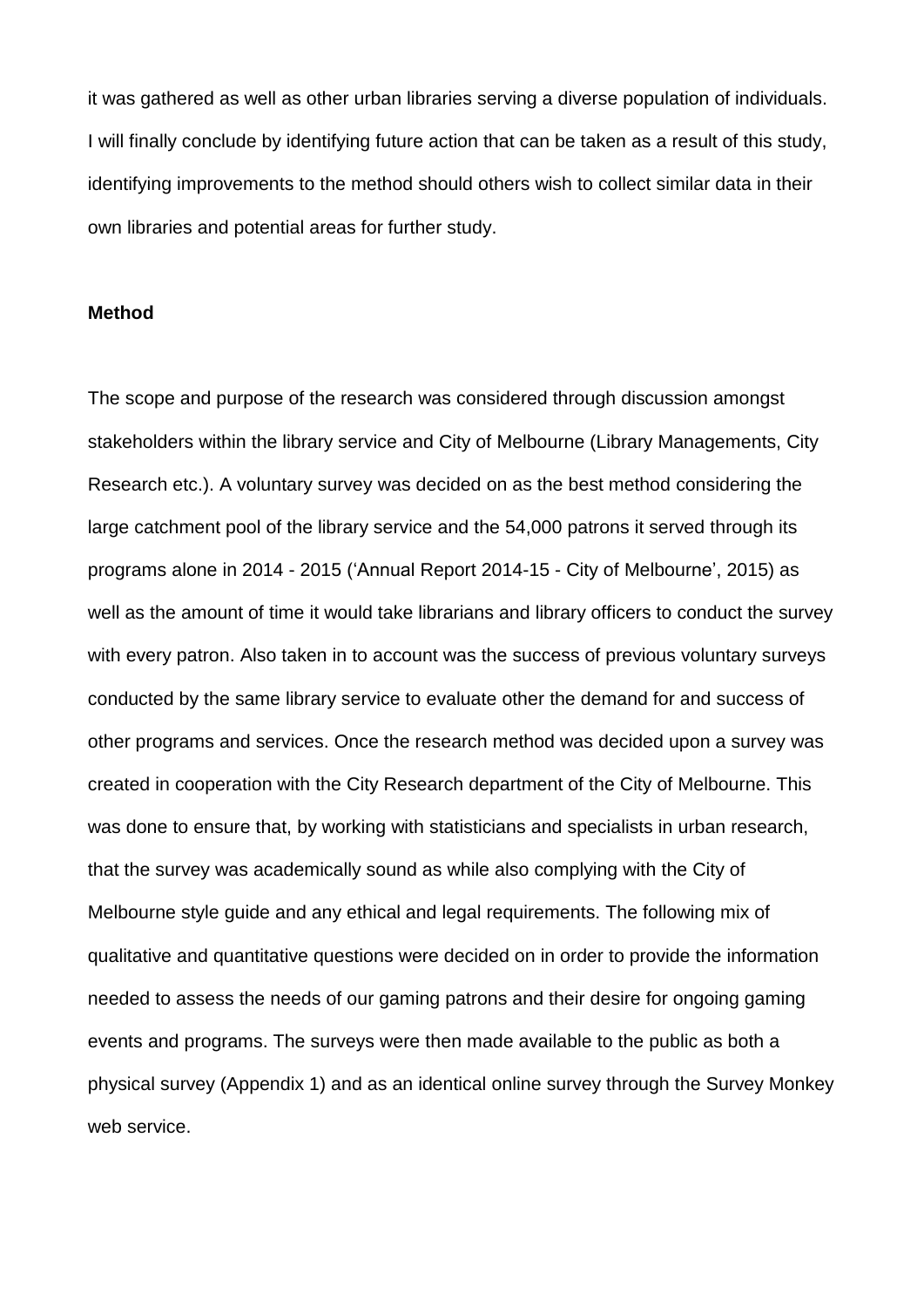it was gathered as well as other urban libraries serving a diverse population of individuals. I will finally conclude by identifying future action that can be taken as a result of this study, identifying improvements to the method should others wish to collect similar data in their own libraries and potential areas for further study.

**Method**

The scope and purpose of the research was considered through discussion amongst stakeholders within the library service and City of Melbourne (Library Managements, City Research etc.). A voluntary survey was decided on as the best method considering the large catchment pool of the library service and the 54,000 patrons it served through its programs alone in 2014 - 2015 ('Annual Report 2014-15 - City of Melbourne', 2015) as well as the amount of time it would take librarians and library officers to conduct the survey with every patron. Also taken in to account was the success of previous voluntary surveys conducted by the same library service to evaluate other the demand for and success of other programs and services. Once the research method was decided upon a survey was created in cooperation with the City Research department of the City of Melbourne. This was done to ensure that, by working with statisticians and specialists in urban research, that the survey was academically sound as while also complying with the City of Melbourne style guide and any ethical and legal requirements. The following mix of qualitative and quantitative questions were decided on in order to provide the information needed to assess the needs of our gaming patrons and their desire for ongoing gaming events and programs. The surveys were then made available to the public as both a physical survey (Appendix 1) and as an identical online survey through the Survey Monkey web service.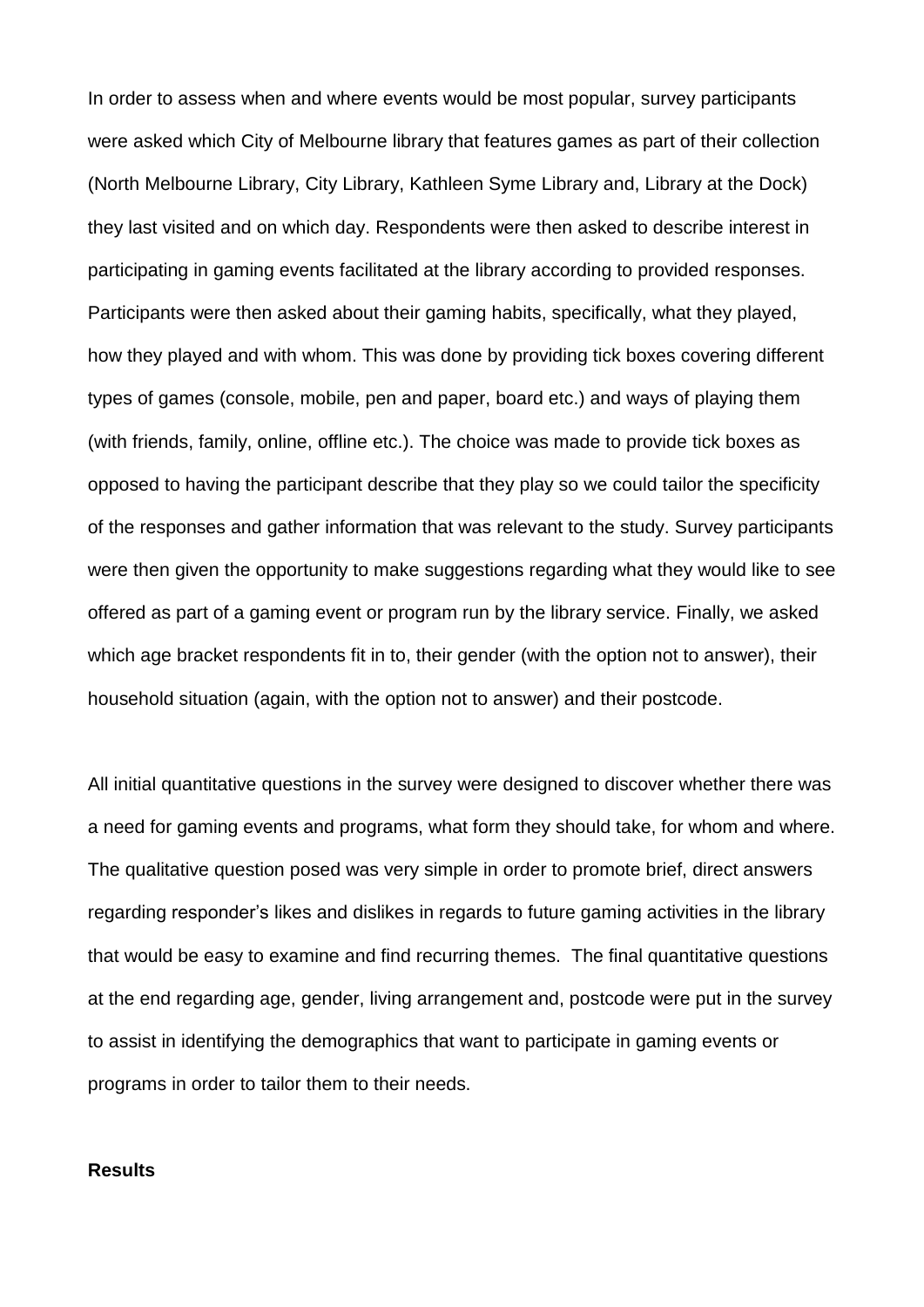In order to assess when and where events would be most popular, survey participants were asked which City of Melbourne library that features games as part of their collection (North Melbourne Library, City Library, Kathleen Syme Library and, Library at the Dock) they last visited and on which day. Respondents were then asked to describe interest in participating in gaming events facilitated at the library according to provided responses. Participants were then asked about their gaming habits, specifically, what they played, how they played and with whom. This was done by providing tick boxes covering different types of games (console, mobile, pen and paper, board etc.) and ways of playing them (with friends, family, online, offline etc.). The choice was made to provide tick boxes as opposed to having the participant describe that they play so we could tailor the specificity of the responses and gather information that was relevant to the study. Survey participants were then given the opportunity to make suggestions regarding what they would like to see offered as part of a gaming event or program run by the library service. Finally, we asked which age bracket respondents fit in to, their gender (with the option not to answer), their household situation (again, with the option not to answer) and their postcode.

All initial quantitative questions in the survey were designed to discover whether there was a need for gaming events and programs, what form they should take, for whom and where. The qualitative question posed was very simple in order to promote brief, direct answers regarding responder's likes and dislikes in regards to future gaming activities in the library that would be easy to examine and find recurring themes. The final quantitative questions at the end regarding age, gender, living arrangement and, postcode were put in the survey to assist in identifying the demographics that want to participate in gaming events or programs in order to tailor them to their needs.

**Results**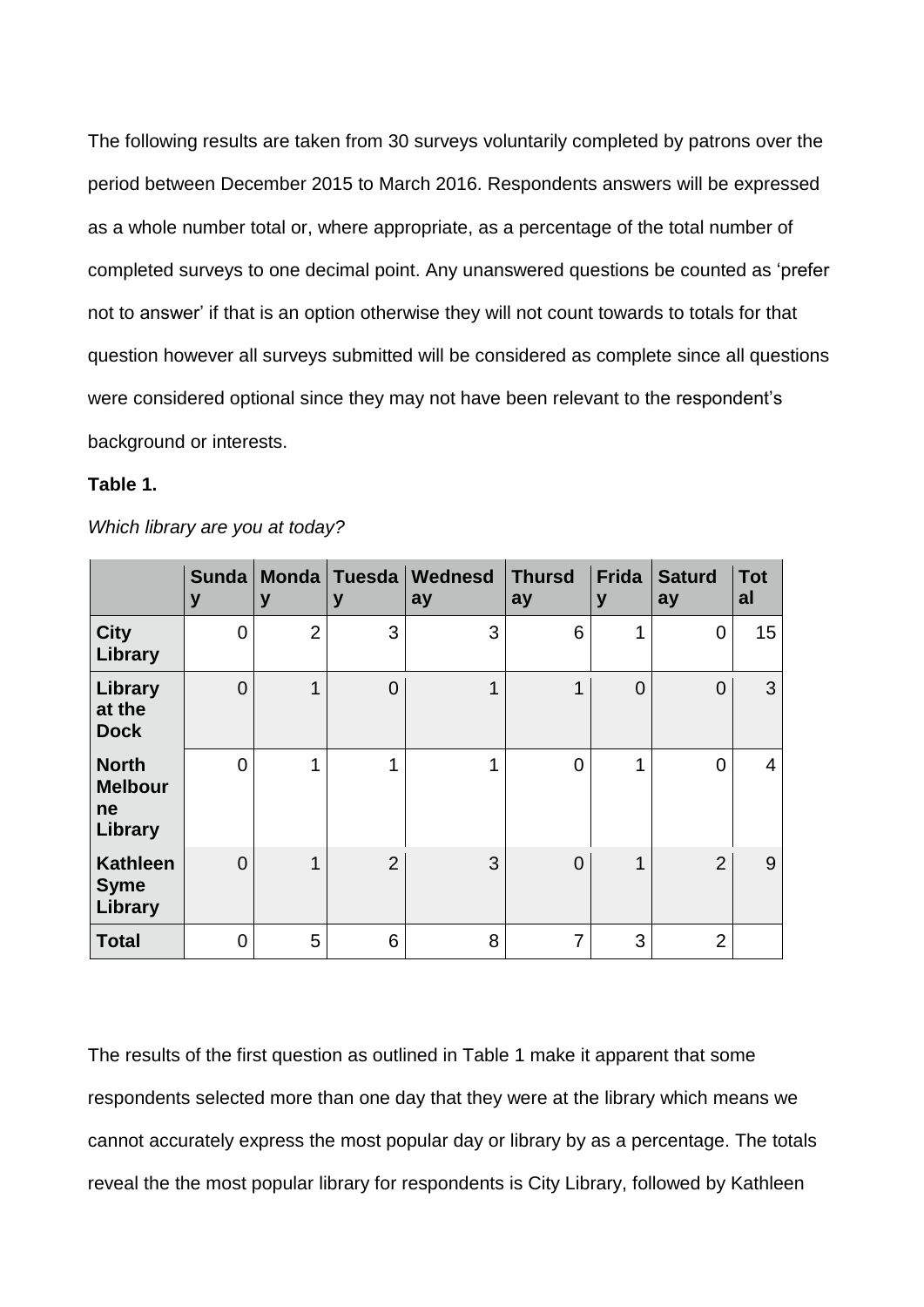The following results are taken from 30 surveys voluntarily completed by patrons over the period between December 2015 to March 2016. Respondents answers will be expressed as a whole number total or, where appropriate, as a percentage of the total number of completed surveys to one decimal point. Any unanswered questions be counted as 'prefer not to answer' if that is an option otherwise they will not count towards to totals for that question however all surveys submitted will be considered as complete since all questions were considered optional since they may not have been relevant to the respondent's background or interests.

**Table 1.**

*Which library are you at today?*

| | Sunday | Monday | Tuesday | Wednesday | Thursday | Friday | Saturday | Total |
|---|---|---|---|---|---|---|---|---|
| **City Library** | 0 | 2 | 3 | 3 | 6 | 1 | 0 | 15 |
| **Library at the Dock** | 0 | 1 | 0 | 1 | 1 | 0 | 0 | 3 |
| **North Melbourne Library** | 0 | 1 | 1 | 1 | 0 | 1 | 0 | 4 |
| **Kathleen Syme Library** | 0 | 1 | 2 | 3 | 0 | 1 | 2 | 9 |
| **Total** | 0 | 5 | 6 | 8 | 7 | 3 | 2 | |

The results of the first question as outlined in Table 1 make it apparent that some respondents selected more than one day that they were at the library which means we cannot accurately express the most popular day or library by as a percentage. The totals reveal the the most popular library for respondents is City Library, followed by Kathleen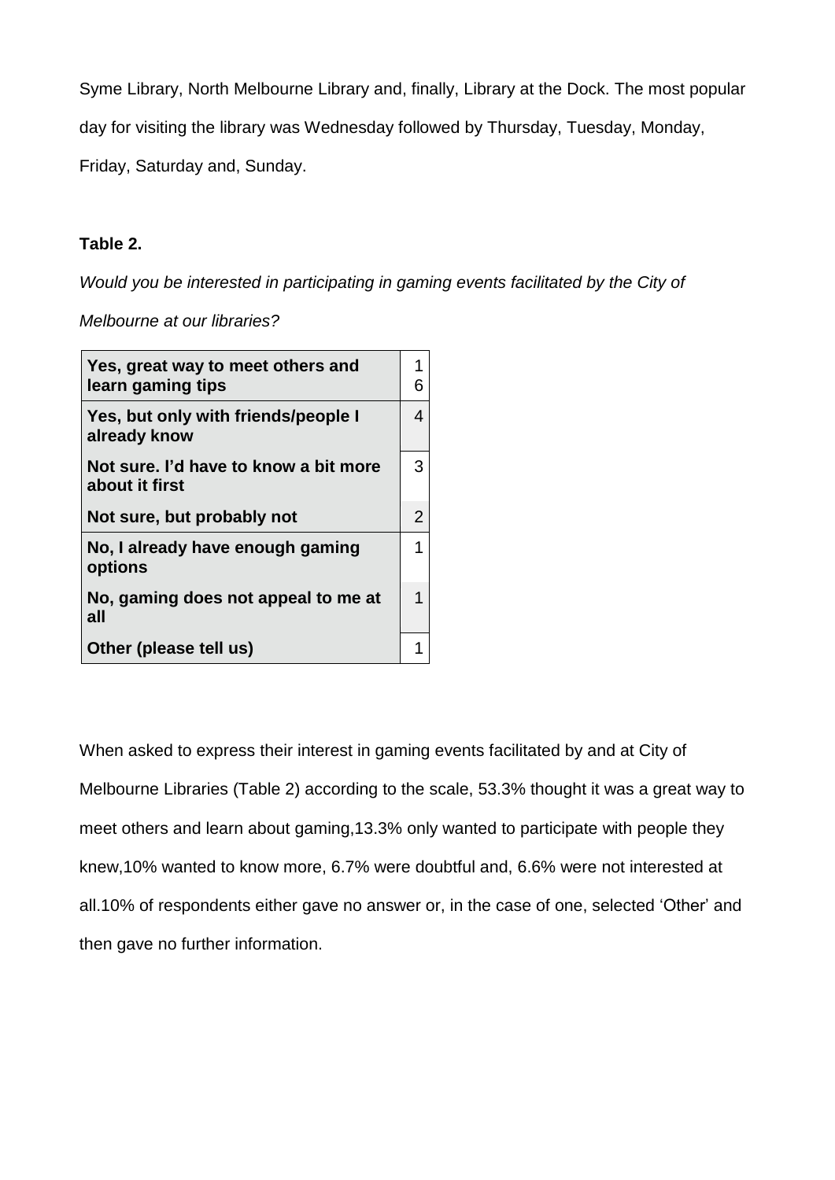Syme Library, North Melbourne Library and, finally, Library at the Dock. The most popular day for visiting the library was Wednesday followed by Thursday, Tuesday, Monday, Friday, Saturday and, Sunday.

**Table 2.**

*Would you be interested in participating in gaming events facilitated by the City of Melbourne at our libraries?*

| | |
|---|---|
| **Yes, great way to meet others and learn gaming tips** | 16 |
| **Yes, but only with friends/people I already know** | 4 |
| **Not sure. I'd have to know a bit more about it first** | 3 |
| **Not sure, but probably not** | 2 |
| **No, I already have enough gaming options** | 1 |
| **No, gaming does not appeal to me at all** | 1 |
| **Other (please tell us)** | 1 |

When asked to express their interest in gaming events facilitated by and at City of Melbourne Libraries (Table 2) according to the scale, 53.3% thought it was a great way to meet others and learn about gaming,13.3% only wanted to participate with people they knew,10% wanted to know more, 6.7% were doubtful and, 6.6% were not interested at all.10% of respondents either gave no answer or, in the case of one, selected 'Other' and then gave no further information.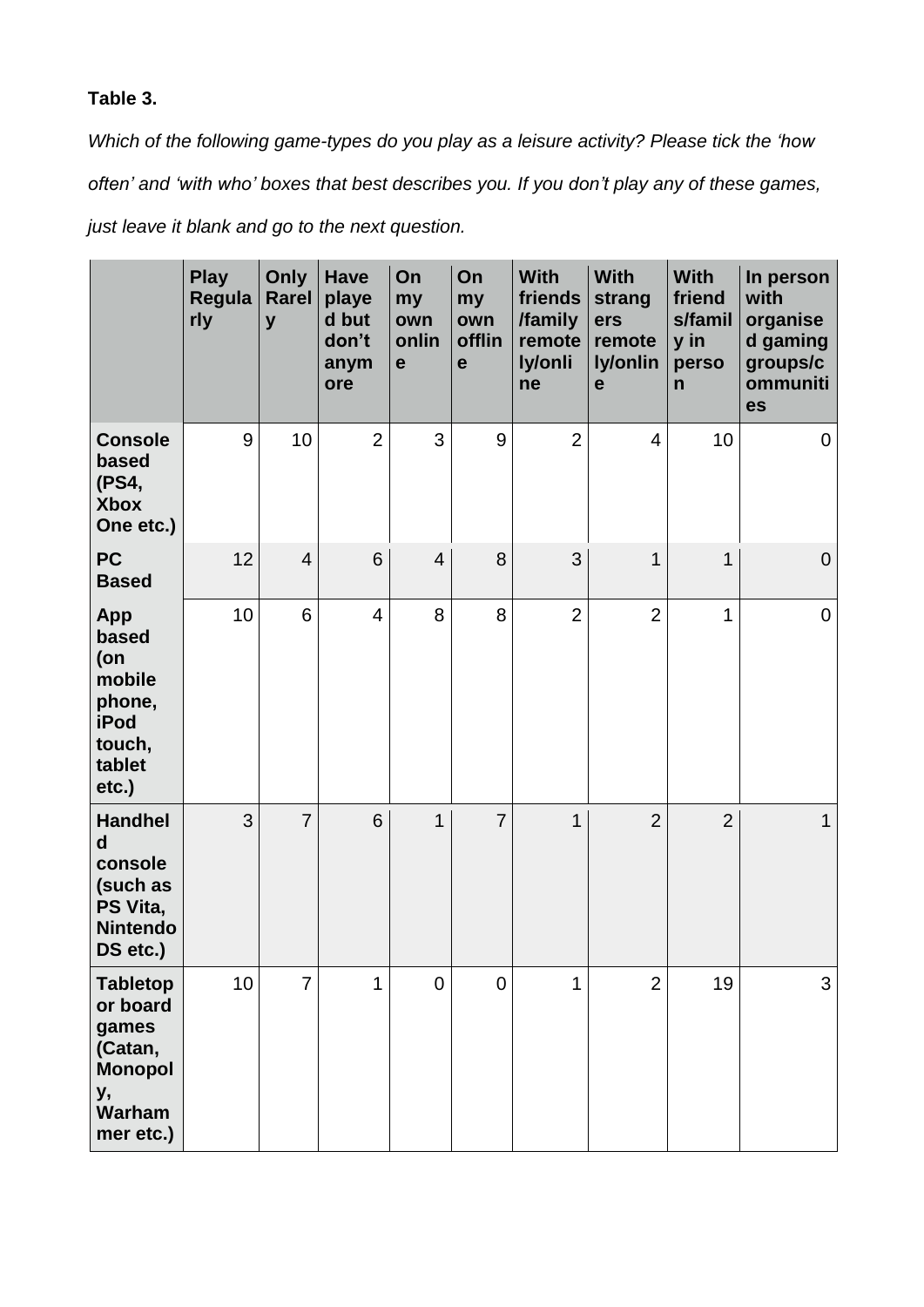**Table 3.**

*Which of the following game-types do you play as a leisure activity? Please tick the 'how often' and 'with who' boxes that best describes you. If you don't play any of these games, just leave it blank and go to the next question.*

| | Play Regularly | Only Rarely | Have played but don't anymore | On my own online | On my own offline | With friends/family remotely/online | With strangers remotely/online | With friends/family in person | In person with organised gaming groups/communities |
|---|---|---|---|---|---|---|---|---|---|
| **Console based (PS4, Xbox One etc.)** | 9 | 10 | 2 | 3 | 9 | 2 | 4 | 10 | 0 |
| **PC Based** | 12 | 4 | 6 | 4 | 8 | 3 | 1 | 1 | 0 |
| **App based (on mobile phone, iPod touch, tablet etc.)** | 10 | 6 | 4 | 8 | 8 | 2 | 2 | 1 | 0 |
| **Handheld console (such as PS Vita, Nintendo DS etc.)** | 3 | 7 | 6 | 1 | 7 | 1 | 2 | 2 | 1 |
| **Tabletop or board games (Catan, Monopoly, Warhammer etc.)** | 10 | 7 | 1 | 0 | 0 | 1 | 2 | 19 | 3 |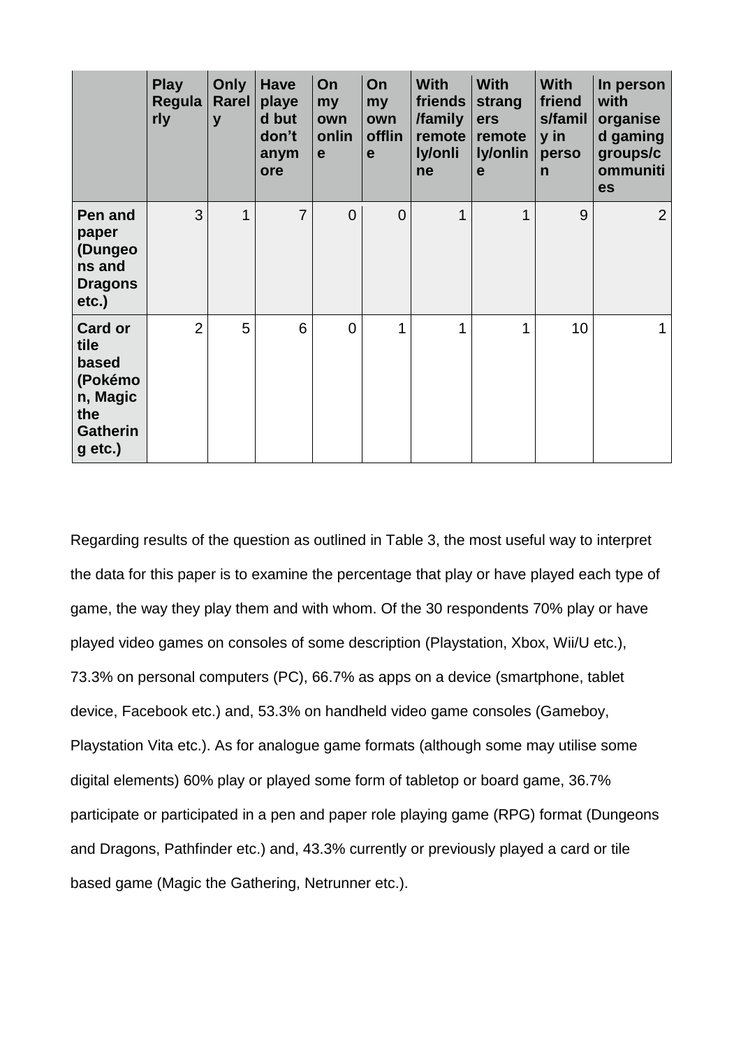| | Play Regularly | Only Rarely | Have played but don't anymore | On my own online | On my own offline | With friends/family remotely/online | With strangers remotely/online | With friends/family in person | In person with organised gaming groups/communities |
|---|---|---|---|---|---|---|---|---|---|
| **Pen and paper (Dungeons and Dragons etc.)** | 3 | 1 | 7 | 0 | 0 | 1 | 1 | 9 | 2 |
| **Card or tile based (Pokémon, Magic the Gathering etc.)** | 2 | 5 | 6 | 0 | 1 | 1 | 1 | 10 | 1 |

Regarding results of the question as outlined in Table 3, the most useful way to interpret the data for this paper is to examine the percentage that play or have played each type of game, the way they play them and with whom. Of the 30 respondents 70% play or have played video games on consoles of some description (Playstation, Xbox, Wii/U etc.), 73.3% on personal computers (PC), 66.7% as apps on a device (smartphone, tablet device, Facebook etc.) and, 53.3% on handheld video game consoles (Gameboy, Playstation Vita etc.). As for analogue game formats (although some may utilise some digital elements) 60% play or played some form of tabletop or board game, 36.7% participate or participated in a pen and paper role playing game (RPG) format (Dungeons and Dragons, Pathfinder etc.) and, 43.3% currently or previously played a card or tile based game (Magic the Gathering, Netrunner etc.).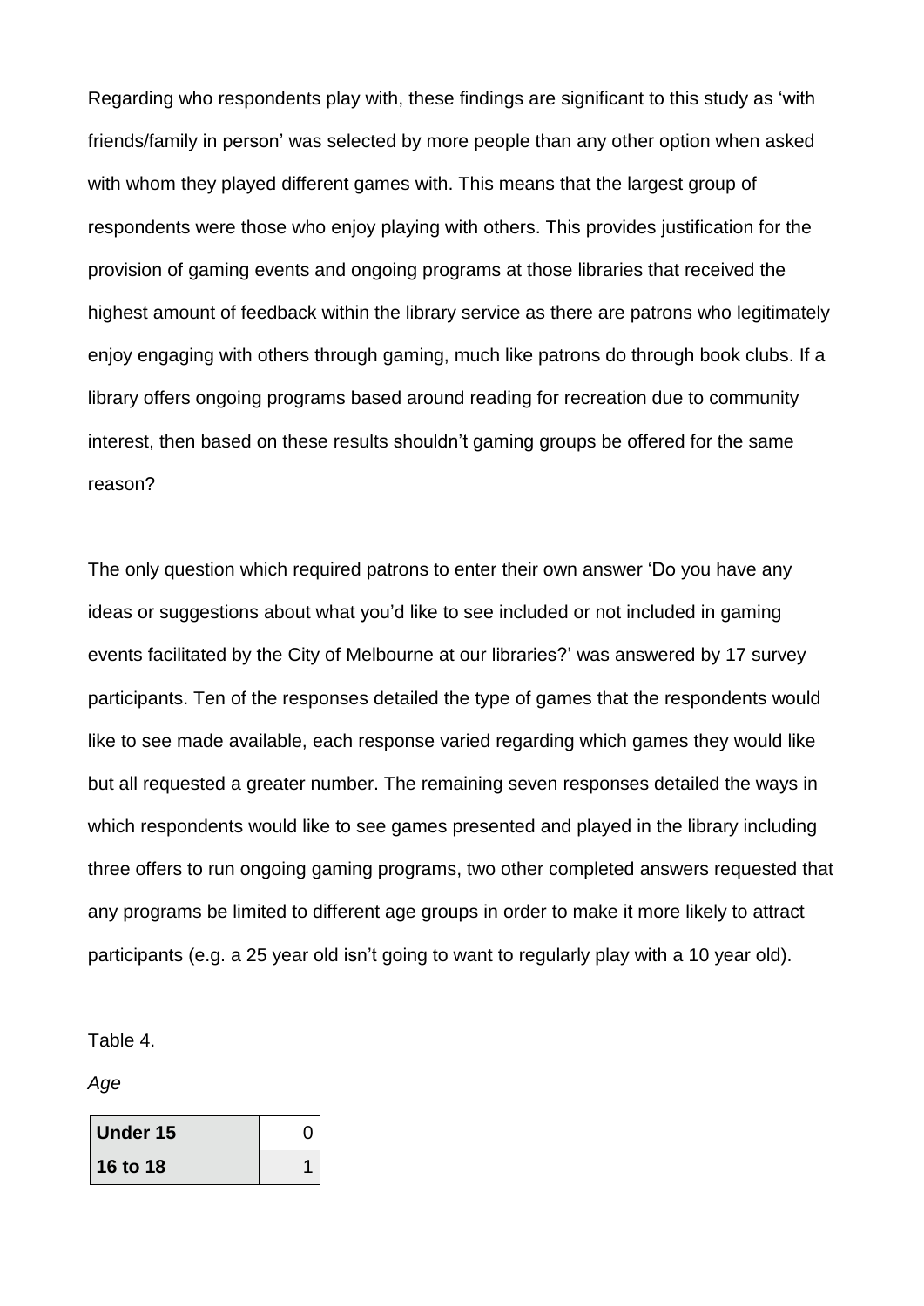Regarding who respondents play with, these findings are significant to this study as 'with friends/family in person' was selected by more people than any other option when asked with whom they played different games with. This means that the largest group of respondents were those who enjoy playing with others. This provides justification for the provision of gaming events and ongoing programs at those libraries that received the highest amount of feedback within the library service as there are patrons who legitimately enjoy engaging with others through gaming, much like patrons do through book clubs. If a library offers ongoing programs based around reading for recreation due to community interest, then based on these results shouldn't gaming groups be offered for the same reason?

The only question which required patrons to enter their own answer 'Do you have any ideas or suggestions about what you'd like to see included or not included in gaming events facilitated by the City of Melbourne at our libraries?' was answered by 17 survey participants. Ten of the responses detailed the type of games that the respondents would like to see made available, each response varied regarding which games they would like but all requested a greater number. The remaining seven responses detailed the ways in which respondents would like to see games presented and played in the library including three offers to run ongoing gaming programs, two other completed answers requested that any programs be limited to different age groups in order to make it more likely to attract participants (e.g. a 25 year old isn't going to want to regularly play with a 10 year old).

Table 4.

*Age*

| | |
|---|---|
| **Under 15** | 0 |
| **16 to 18** | 1 |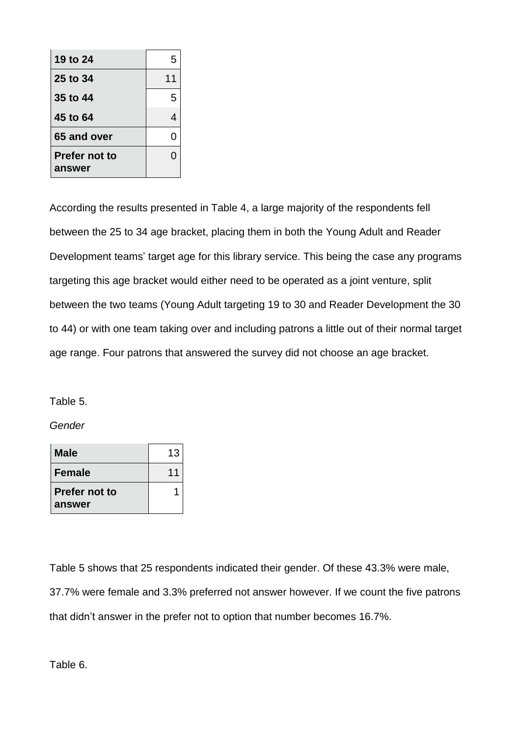| | |
|---|---|
| **19 to 24** | 5 |
| **25 to 34** | 11 |
| **35 to 44** | 5 |
| **45 to 64** | 4 |
| **65 and over** | 0 |
| **Prefer not to answer** | 0 |

According the results presented in Table 4, a large majority of the respondents fell between the 25 to 34 age bracket, placing them in both the Young Adult and Reader Development teams' target age for this library service. This being the case any programs targeting this age bracket would either need to be operated as a joint venture, split between the two teams (Young Adult targeting 19 to 30 and Reader Development the 30 to 44) or with one team taking over and including patrons a little out of their normal target age range. Four patrons that answered the survey did not choose an age bracket.

Table 5.

*Gender*

| | |
|---|---|
| **Male** | 13 |
| **Female** | 11 |
| **Prefer not to answer** | 1 |

Table 5 shows that 25 respondents indicated their gender. Of these 43.3% were male, 37.7% were female and 3.3% preferred not answer however. If we count the five patrons that didn't answer in the prefer not to option that number becomes 16.7%.

Table 6.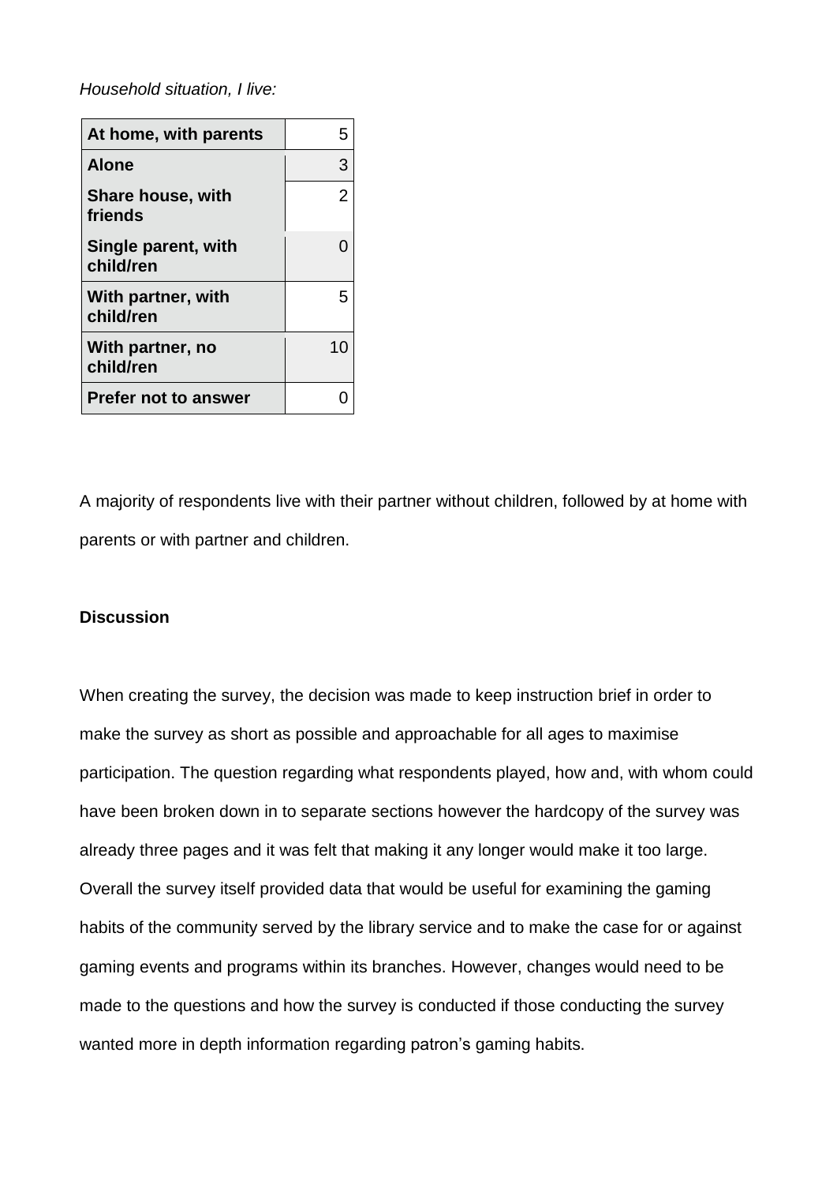*Household situation, I live:*

| At home, with parents | 5 |
|---|---|
| Alone | 3 |
| Share house, with friends | 2 |
| Single parent, with child/ren | 0 |
| With partner, with child/ren | 5 |
| With partner, no child/ren | 10 |
| Prefer not to answer | 0 |

A majority of respondents live with their partner without children, followed by at home with parents or with partner and children.

**Discussion**

When creating the survey, the decision was made to keep instruction brief in order to make the survey as short as possible and approachable for all ages to maximise participation. The question regarding what respondents played, how and, with whom could have been broken down in to separate sections however the hardcopy of the survey was already three pages and it was felt that making it any longer would make it too large. Overall the survey itself provided data that would be useful for examining the gaming habits of the community served by the library service and to make the case for or against gaming events and programs within its branches. However, changes would need to be made to the questions and how the survey is conducted if those conducting the survey wanted more in depth information regarding patron's gaming habits.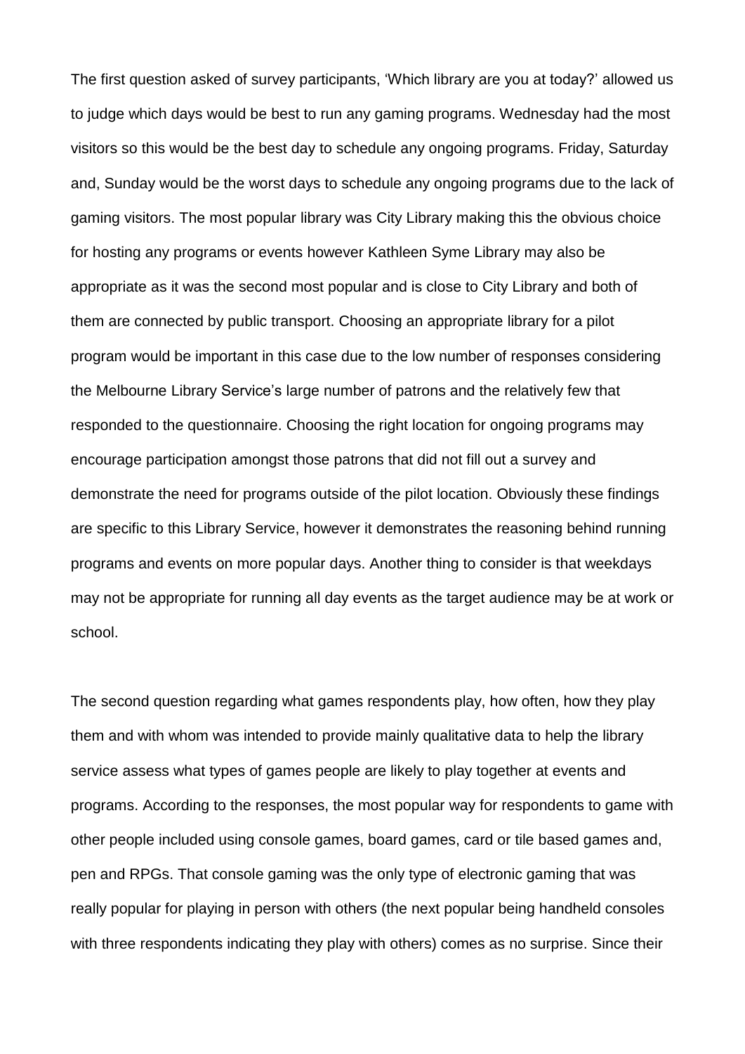The first question asked of survey participants, 'Which library are you at today?' allowed us to judge which days would be best to run any gaming programs. Wednesday had the most visitors so this would be the best day to schedule any ongoing programs. Friday, Saturday and, Sunday would be the worst days to schedule any ongoing programs due to the lack of gaming visitors. The most popular library was City Library making this the obvious choice for hosting any programs or events however Kathleen Syme Library may also be appropriate as it was the second most popular and is close to City Library and both of them are connected by public transport. Choosing an appropriate library for a pilot program would be important in this case due to the low number of responses considering the Melbourne Library Service's large number of patrons and the relatively few that responded to the questionnaire. Choosing the right location for ongoing programs may encourage participation amongst those patrons that did not fill out a survey and demonstrate the need for programs outside of the pilot location. Obviously these findings are specific to this Library Service, however it demonstrates the reasoning behind running programs and events on more popular days. Another thing to consider is that weekdays may not be appropriate for running all day events as the target audience may be at work or school.

The second question regarding what games respondents play, how often, how they play them and with whom was intended to provide mainly qualitative data to help the library service assess what types of games people are likely to play together at events and programs. According to the responses, the most popular way for respondents to game with other people included using console games, board games, card or tile based games and, pen and RPGs. That console gaming was the only type of electronic gaming that was really popular for playing in person with others (the next popular being handheld consoles with three respondents indicating they play with others) comes as no surprise. Since their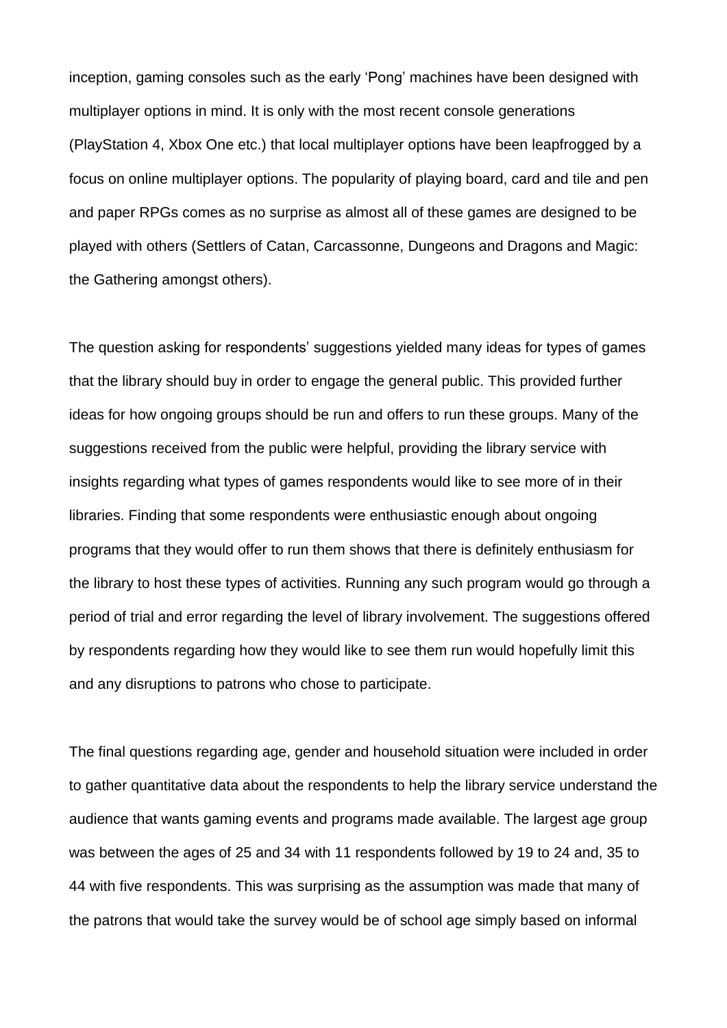inception, gaming consoles such as the early 'Pong' machines have been designed with multiplayer options in mind. It is only with the most recent console generations (PlayStation 4, Xbox One etc.) that local multiplayer options have been leapfrogged by a focus on online multiplayer options. The popularity of playing board, card and tile and pen and paper RPGs comes as no surprise as almost all of these games are designed to be played with others (Settlers of Catan, Carcassonne, Dungeons and Dragons and Magic: the Gathering amongst others).

The question asking for respondents' suggestions yielded many ideas for types of games that the library should buy in order to engage the general public. This provided further ideas for how ongoing groups should be run and offers to run these groups. Many of the suggestions received from the public were helpful, providing the library service with insights regarding what types of games respondents would like to see more of in their libraries. Finding that some respondents were enthusiastic enough about ongoing programs that they would offer to run them shows that there is definitely enthusiasm for the library to host these types of activities. Running any such program would go through a period of trial and error regarding the level of library involvement. The suggestions offered by respondents regarding how they would like to see them run would hopefully limit this and any disruptions to patrons who chose to participate.

The final questions regarding age, gender and household situation were included in order to gather quantitative data about the respondents to help the library service understand the audience that wants gaming events and programs made available. The largest age group was between the ages of 25 and 34 with 11 respondents followed by 19 to 24 and, 35 to 44 with five respondents. This was surprising as the assumption was made that many of the patrons that would take the survey would be of school age simply based on informal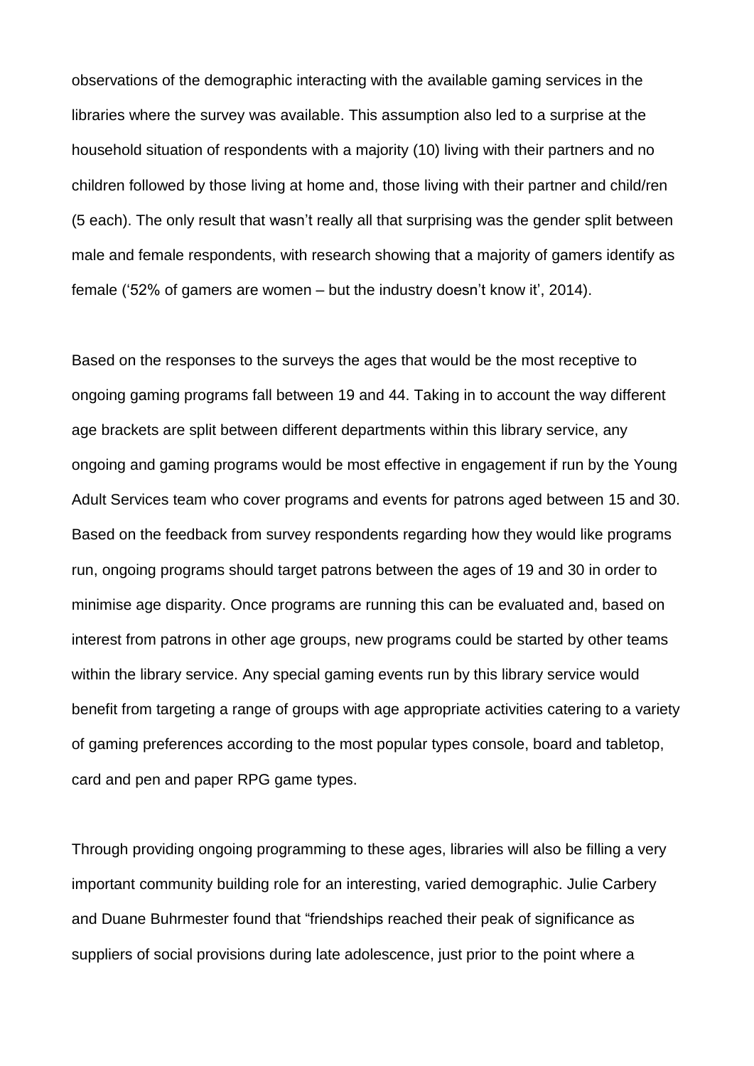observations of the demographic interacting with the available gaming services in the libraries where the survey was available. This assumption also led to a surprise at the household situation of respondents with a majority (10) living with their partners and no children followed by those living at home and, those living with their partner and child/ren (5 each). The only result that wasn't really all that surprising was the gender split between male and female respondents, with research showing that a majority of gamers identify as female ('52% of gamers are women – but the industry doesn't know it', 2014).

Based on the responses to the surveys the ages that would be the most receptive to ongoing gaming programs fall between 19 and 44. Taking in to account the way different age brackets are split between different departments within this library service, any ongoing and gaming programs would be most effective in engagement if run by the Young Adult Services team who cover programs and events for patrons aged between 15 and 30. Based on the feedback from survey respondents regarding how they would like programs run, ongoing programs should target patrons between the ages of 19 and 30 in order to minimise age disparity. Once programs are running this can be evaluated and, based on interest from patrons in other age groups, new programs could be started by other teams within the library service. Any special gaming events run by this library service would benefit from targeting a range of groups with age appropriate activities catering to a variety of gaming preferences according to the most popular types console, board and tabletop, card and pen and paper RPG game types.

Through providing ongoing programming to these ages, libraries will also be filling a very important community building role for an interesting, varied demographic. Julie Carbery and Duane Buhrmester found that "friendships reached their peak of significance as suppliers of social provisions during late adolescence, just prior to the point where a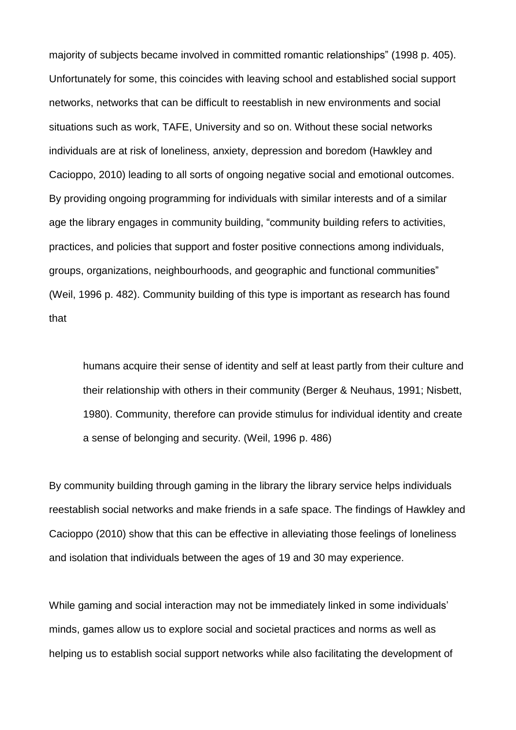majority of subjects became involved in committed romantic relationships" (1998 p. 405). Unfortunately for some, this coincides with leaving school and established social support networks, networks that can be difficult to reestablish in new environments and social situations such as work, TAFE, University and so on. Without these social networks individuals are at risk of loneliness, anxiety, depression and boredom (Hawkley and Cacioppo, 2010) leading to all sorts of ongoing negative social and emotional outcomes. By providing ongoing programming for individuals with similar interests and of a similar age the library engages in community building, "community building refers to activities, practices, and policies that support and foster positive connections among individuals, groups, organizations, neighbourhoods, and geographic and functional communities" (Weil, 1996 p. 482). Community building of this type is important as research has found that

> humans acquire their sense of identity and self at least partly from their culture and their relationship with others in their community (Berger & Neuhaus, 1991; Nisbett, 1980). Community, therefore can provide stimulus for individual identity and create a sense of belonging and security. (Weil, 1996 p. 486)

By community building through gaming in the library the library service helps individuals reestablish social networks and make friends in a safe space. The findings of Hawkley and Cacioppo (2010) show that this can be effective in alleviating those feelings of loneliness and isolation that individuals between the ages of 19 and 30 may experience.

While gaming and social interaction may not be immediately linked in some individuals' minds, games allow us to explore social and societal practices and norms as well as helping us to establish social support networks while also facilitating the development of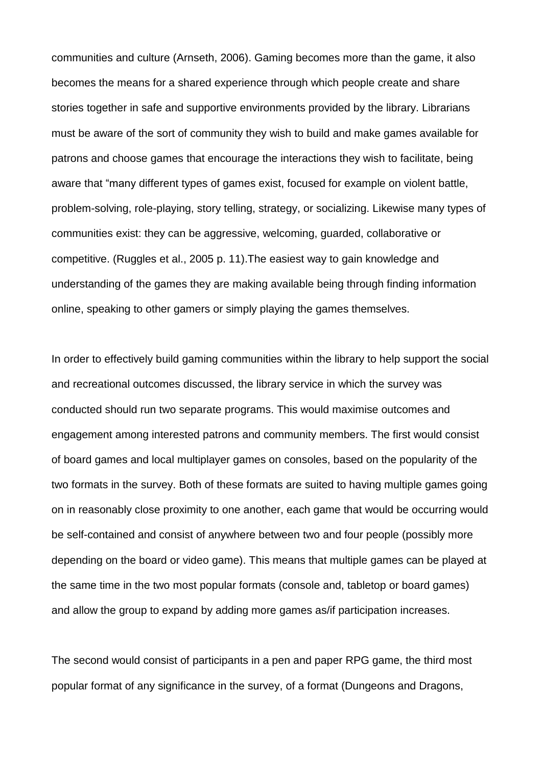communities and culture (Arnseth, 2006). Gaming becomes more than the game, it also becomes the means for a shared experience through which people create and share stories together in safe and supportive environments provided by the library. Librarians must be aware of the sort of community they wish to build and make games available for patrons and choose games that encourage the interactions they wish to facilitate, being aware that "many different types of games exist, focused for example on violent battle, problem-solving, role-playing, story telling, strategy, or socializing. Likewise many types of communities exist: they can be aggressive, welcoming, guarded, collaborative or competitive. (Ruggles et al., 2005 p. 11).The easiest way to gain knowledge and understanding of the games they are making available being through finding information online, speaking to other gamers or simply playing the games themselves.

In order to effectively build gaming communities within the library to help support the social and recreational outcomes discussed, the library service in which the survey was conducted should run two separate programs. This would maximise outcomes and engagement among interested patrons and community members. The first would consist of board games and local multiplayer games on consoles, based on the popularity of the two formats in the survey. Both of these formats are suited to having multiple games going on in reasonably close proximity to one another, each game that would be occurring would be self-contained and consist of anywhere between two and four people (possibly more depending on the board or video game). This means that multiple games can be played at the same time in the two most popular formats (console and, tabletop or board games) and allow the group to expand by adding more games as/if participation increases.

The second would consist of participants in a pen and paper RPG game, the third most popular format of any significance in the survey, of a format (Dungeons and Dragons,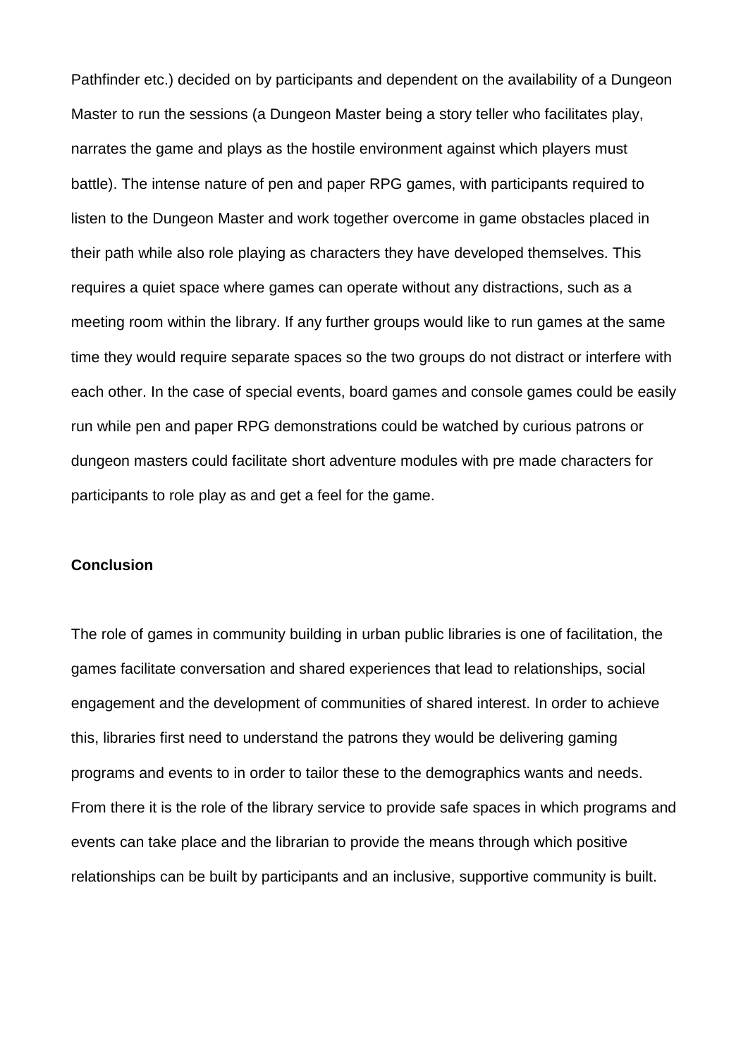Pathfinder etc.) decided on by participants and dependent on the availability of a Dungeon Master to run the sessions (a Dungeon Master being a story teller who facilitates play, narrates the game and plays as the hostile environment against which players must battle). The intense nature of pen and paper RPG games, with participants required to listen to the Dungeon Master and work together overcome in game obstacles placed in their path while also role playing as characters they have developed themselves. This requires a quiet space where games can operate without any distractions, such as a meeting room within the library. If any further groups would like to run games at the same time they would require separate spaces so the two groups do not distract or interfere with each other. In the case of special events, board games and console games could be easily run while pen and paper RPG demonstrations could be watched by curious patrons or dungeon masters could facilitate short adventure modules with pre made characters for participants to role play as and get a feel for the game.

**Conclusion**

The role of games in community building in urban public libraries is one of facilitation, the games facilitate conversation and shared experiences that lead to relationships, social engagement and the development of communities of shared interest. In order to achieve this, libraries first need to understand the patrons they would be delivering gaming programs and events to in order to tailor these to the demographics wants and needs. From there it is the role of the library service to provide safe spaces in which programs and events can take place and the librarian to provide the means through which positive relationships can be built by participants and an inclusive, supportive community is built.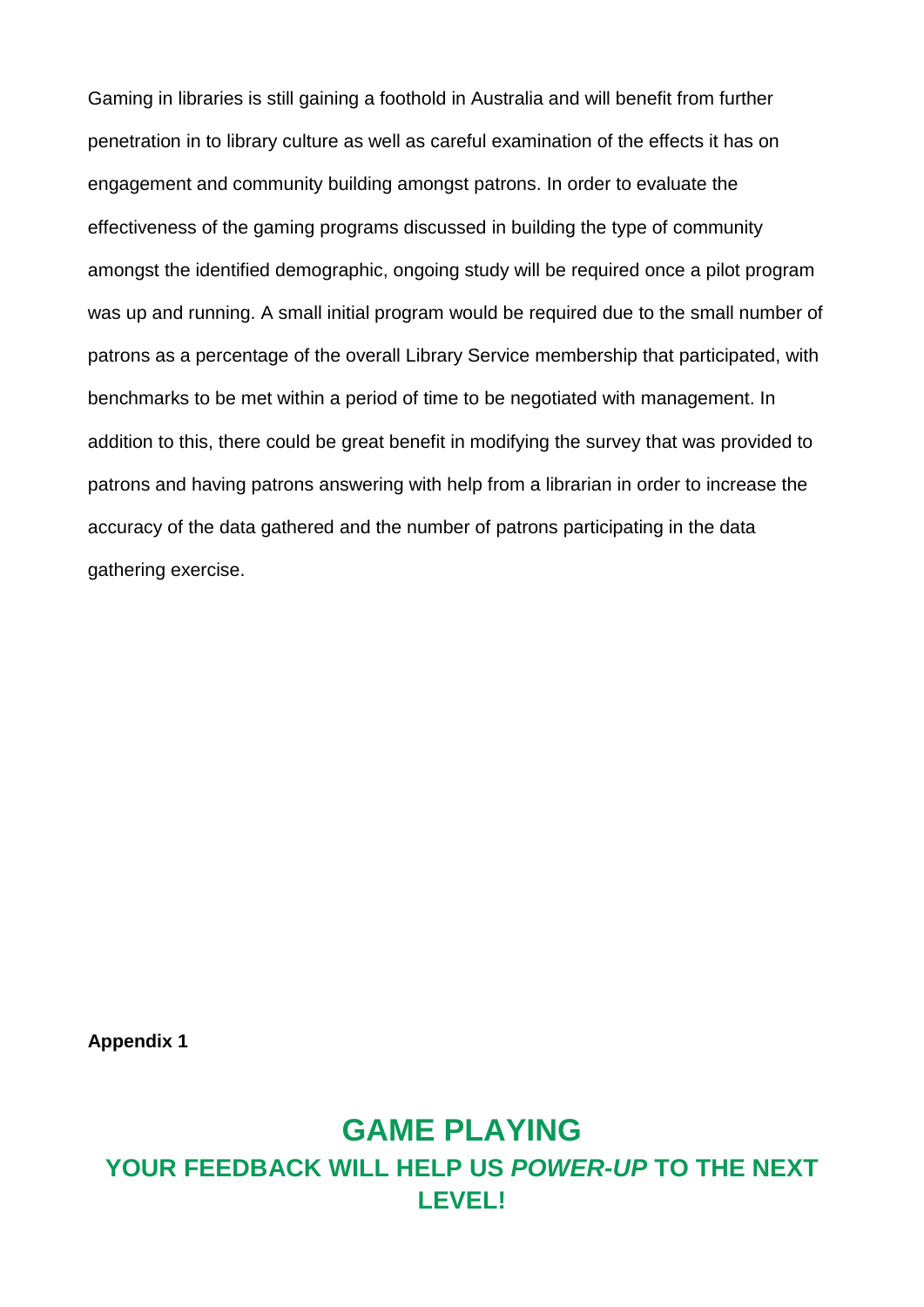Gaming in libraries is still gaining a foothold in Australia and will benefit from further penetration in to library culture as well as careful examination of the effects it has on engagement and community building amongst patrons. In order to evaluate the effectiveness of the gaming programs discussed in building the type of community amongst the identified demographic, ongoing study will be required once a pilot program was up and running. A small initial program would be required due to the small number of patrons as a percentage of the overall Library Service membership that participated, with benchmarks to be met within a period of time to be negotiated with management. In addition to this, there could be great benefit in modifying the survey that was provided to patrons and having patrons answering with help from a librarian in order to increase the accuracy of the data gathered and the number of patrons participating in the data gathering exercise.

**Appendix 1**

# GAME PLAYING

## YOUR FEEDBACK WILL HELP US *POWER-UP* TO THE NEXT LEVEL!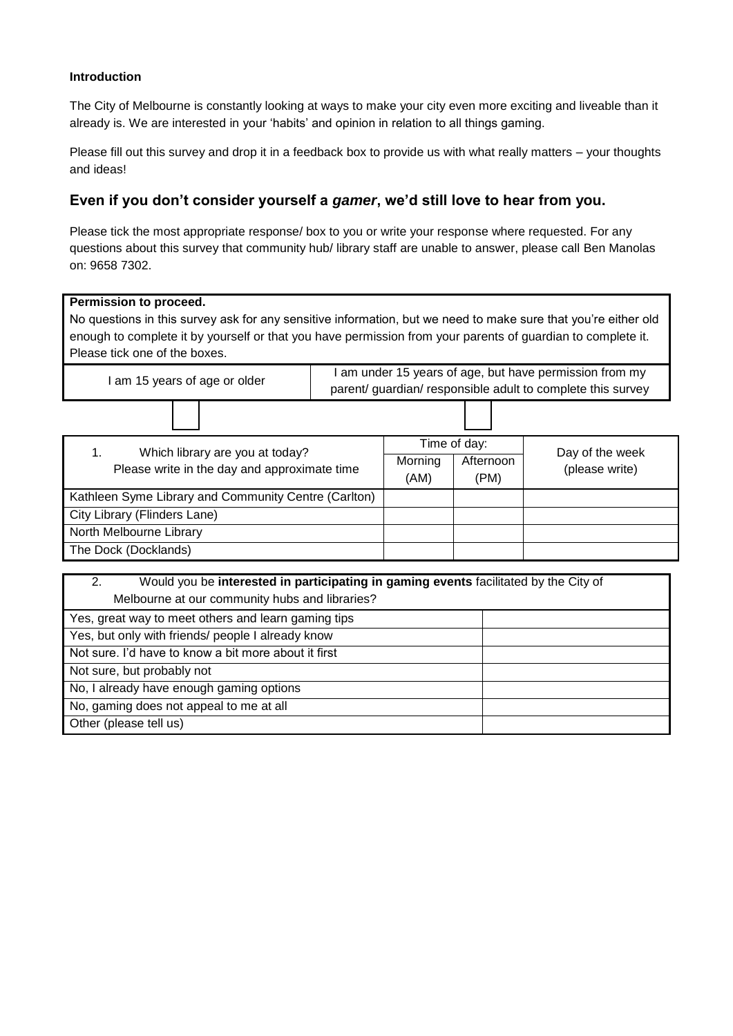**Introduction**

The City of Melbourne is constantly looking at ways to make your city even more exciting and liveable than it already is. We are interested in your 'habits' and opinion in relation to all things gaming.

Please fill out this survey and drop it in a feedback box to provide us with what really matters – your thoughts and ideas!

## Even if you don't consider yourself a *gamer*, we'd still love to hear from you.

Please tick the most appropriate response/ box to you or write your response where requested. For any questions about this survey that community hub/ library staff are unable to answer, please call Ben Manolas on: 9658 7302.

**Permission to proceed.**

No questions in this survey ask for any sensitive information, but we need to make sure that you're either old enough to complete it by yourself or that you have permission from your parents of guardian to complete it. Please tick one of the boxes.

| I am 15 years of age or older | I am under 15 years of age, but have permission from my parent/ guardian/ responsible adult to complete this survey |
| --- | --- |
| ☐ | ☐ |

| 1. Which library are you at today? Please write in the day and approximate time | Time of day: | | Day of the week (please write) |
| --- | --- | --- | --- |
| | Morning (AM) | Afternoon (PM) | |
| Kathleen Syme Library and Community Centre (Carlton) | | | |
| City Library (Flinders Lane) | | | |
| North Melbourne Library | | | |
| The Dock (Docklands) | | | |

| 2. Would you be **interested in participating in gaming events** facilitated by the City of Melbourne at our community hubs and libraries? | |
| --- | --- |
| Yes, great way to meet others and learn gaming tips | |
| Yes, but only with friends/ people I already know | |
| Not sure. I'd have to know a bit more about it first | |
| Not sure, but probably not | |
| No, I already have enough gaming options | |
| No, gaming does not appeal to me at all | |
| Other (please tell us) | |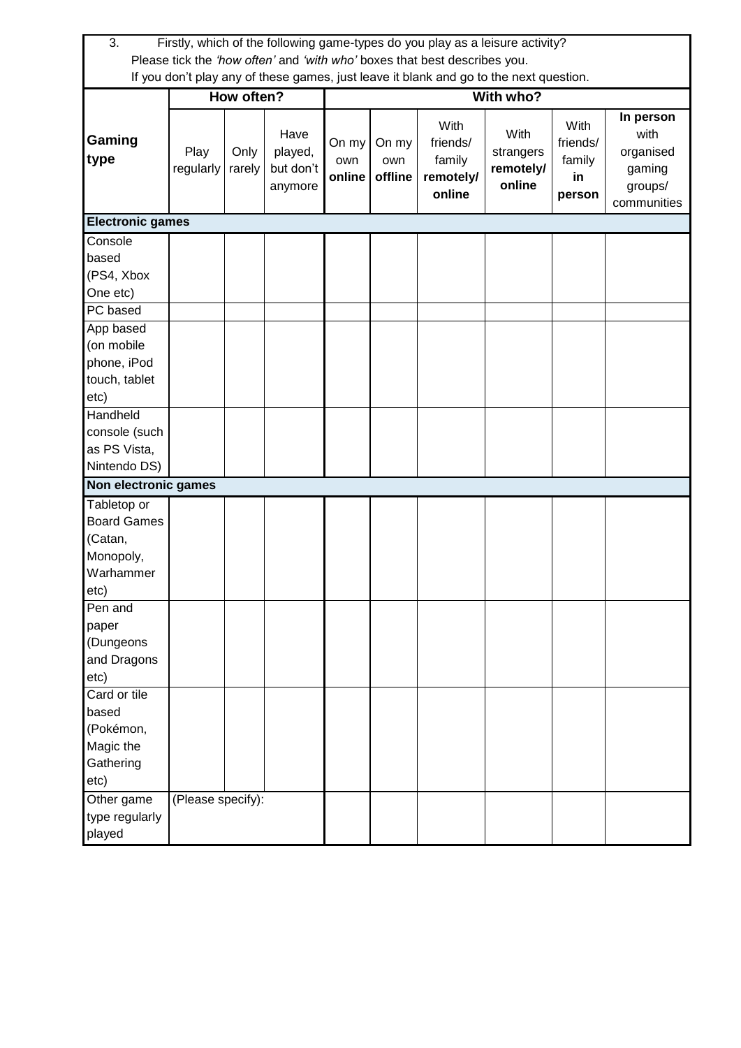3. Firstly, which of the following game-types do you play as a leisure activity?
Please tick the *'how often'* and *'with who'* boxes that best describes you.
If you don't play any of these games, just leave it blank and go to the next question.

| **Gaming type** | **How often?** | | | **With who?** | | | | | |
|---|---|---|---|---|---|---|---|---|---|
| | Play regularly | Only rarely | Have played, but don't anymore | On my own **online** | On my own **offline** | With friends/ family **remotely/ online** | With strangers **remotely/ online** | With friends/ family **in person** | **In person** with organised gaming groups/ communities |
| **Electronic games** | | | | | | | | | |
| Console based (PS4, Xbox One etc) | | | | | | | | | |
| PC based | | | | | | | | | |
| App based (on mobile phone, iPod touch, tablet etc) | | | | | | | | | |
| Handheld console (such as PS Vista, Nintendo DS) | | | | | | | | | |
| **Non electronic games** | | | | | | | | | |
| Tabletop or Board Games (Catan, Monopoly, Warhammer etc) | | | | | | | | | |
| Pen and paper (Dungeons and Dragons etc) | | | | | | | | | |
| Card or tile based (Pokémon, Magic the Gathering etc) | | | | | | | | | |
| Other game type regularly played | (Please specify): | | | | | | | | |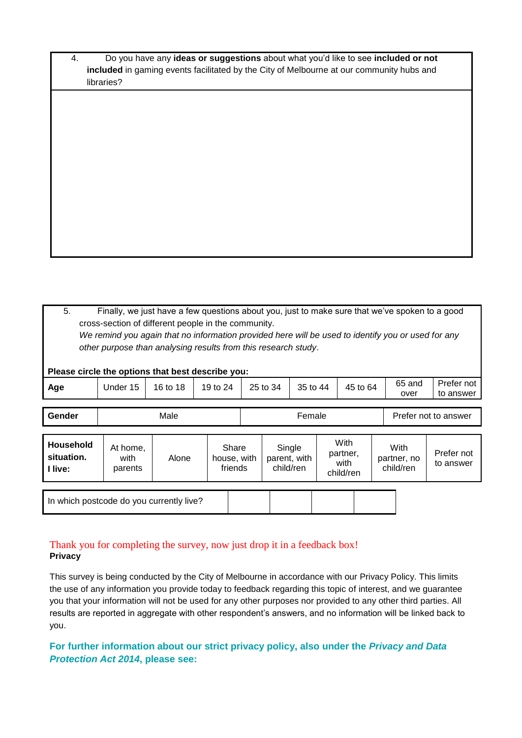| 4. Do you have any **ideas or suggestions** about what you'd like to see **included or not included** in gaming events facilitated by the City of Melbourne at our community hubs and libraries? |
|---|
| |

5. Finally, we just have a few questions about you, just to make sure that we've spoken to a good cross-section of different people in the community.
*We remind you again that no information provided here will be used to identify you or used for any other purpose than analysing results from this research study*.

**Please circle the options that best describe you:**

| **Age** | Under 15 | 16 to 18 | 19 to 24 | 25 to 34 | 35 to 44 | 45 to 64 | 65 and over | Prefer not to answer |
|---|---|---|---|---|---|---|---|---|

| **Gender** | Male | Female | Prefer not to answer |
|---|---|---|---|

| **Household situation. I live:** | At home, with parents | Alone | Share house, with friends | Single parent, with child/ren | With partner, with child/ren | With partner, no child/ren | Prefer not to answer |
|---|---|---|---|---|---|---|---|

| In which postcode do you currently live? | | | | |
|---|---|---|---|---|

Thank you for completing the survey, now just drop it in a feedback box!

**Privacy**

This survey is being conducted by the City of Melbourne in accordance with our Privacy Policy. This limits the use of any information you provide today to feedback regarding this topic of interest, and we guarantee you that your information will not be used for any other purposes nor provided to any other third parties. All results are reported in aggregate with other respondent's answers, and no information will be linked back to you.

**For further information about our strict privacy policy, also under the *Privacy and Data Protection Act 2014*, please see:**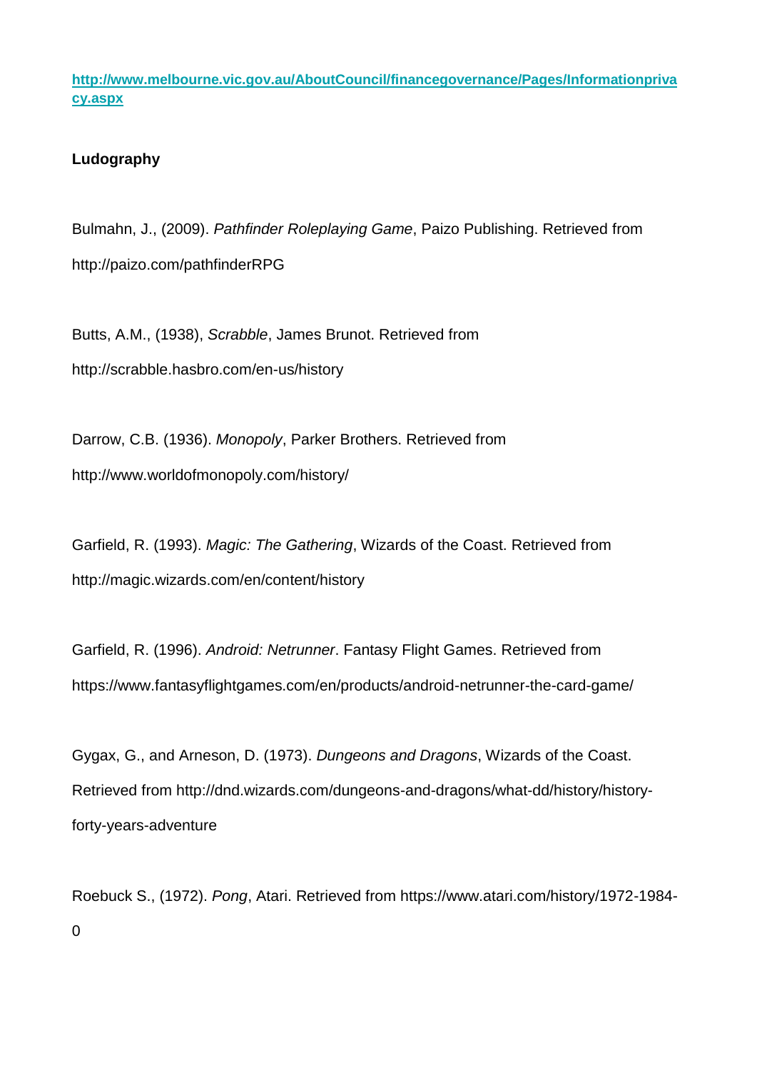**[http://www.melbourne.vic.gov.au/AboutCouncil/financegovernance/Pages/Informationprivacy.aspx](http://www.melbourne.vic.gov.au/AboutCouncil/financegovernance/Pages/Informationprivacy.aspx)**

**Ludography**

Bulmahn, J., (2009). *Pathfinder Roleplaying Game*, Paizo Publishing. Retrieved from http://paizo.com/pathfinderRPG

Butts, A.M., (1938), *Scrabble*, James Brunot. Retrieved from http://scrabble.hasbro.com/en-us/history

Darrow, C.B. (1936). *Monopoly*, Parker Brothers. Retrieved from http://www.worldofmonopoly.com/history/

Garfield, R. (1993). *Magic: The Gathering*, Wizards of the Coast. Retrieved from http://magic.wizards.com/en/content/history

Garfield, R. (1996). *Android: Netrunner*. Fantasy Flight Games. Retrieved from https://www.fantasyflightgames.com/en/products/android-netrunner-the-card-game/

Gygax, G., and Arneson, D. (1973). *Dungeons and Dragons*, Wizards of the Coast. Retrieved from http://dnd.wizards.com/dungeons-and-dragons/what-dd/history/history-forty-years-adventure

Roebuck S., (1972). *Pong*, Atari. Retrieved from https://www.atari.com/history/1972-1984-0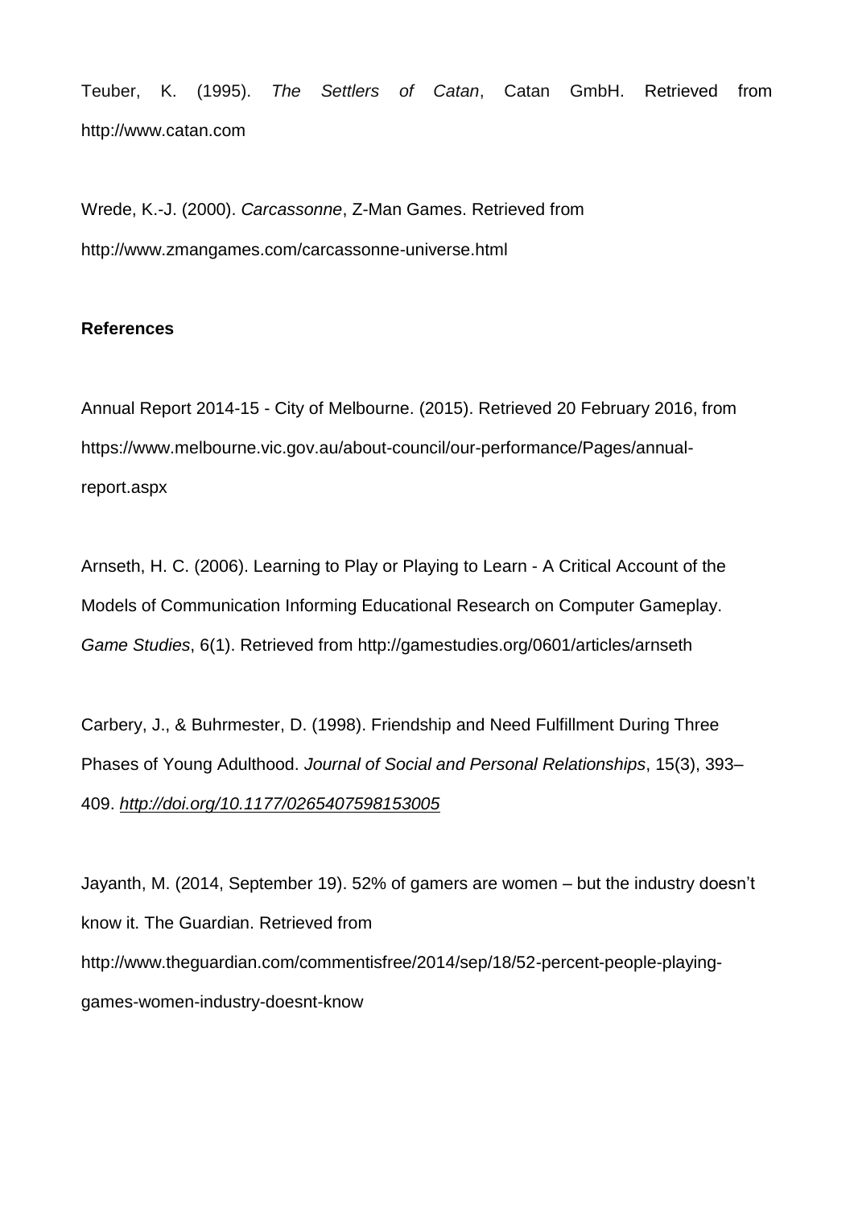Teuber, K. (1995). *The Settlers of Catan*, Catan GmbH. Retrieved from http://www.catan.com

Wrede, K.-J. (2000). *Carcassonne*, Z-Man Games. Retrieved from http://www.zmangames.com/carcassonne-universe.html

**References**

Annual Report 2014-15 - City of Melbourne. (2015). Retrieved 20 February 2016, from https://www.melbourne.vic.gov.au/about-council/our-performance/Pages/annual-report.aspx

Arnseth, H. C. (2006). Learning to Play or Playing to Learn - A Critical Account of the Models of Communication Informing Educational Research on Computer Gameplay. *Game Studies*, 6(1). Retrieved from http://gamestudies.org/0601/articles/arnseth

Carbery, J., & Buhrmester, D. (1998). Friendship and Need Fulfillment During Three Phases of Young Adulthood. *Journal of Social and Personal Relationships*, 15(3), 393–409. *http://doi.org/10.1177/0265407598153005*

Jayanth, M. (2014, September 19). 52% of gamers are women – but the industry doesn't know it. The Guardian. Retrieved from http://www.theguardian.com/commentisfree/2014/sep/18/52-percent-people-playing-games-women-industry-doesnt-know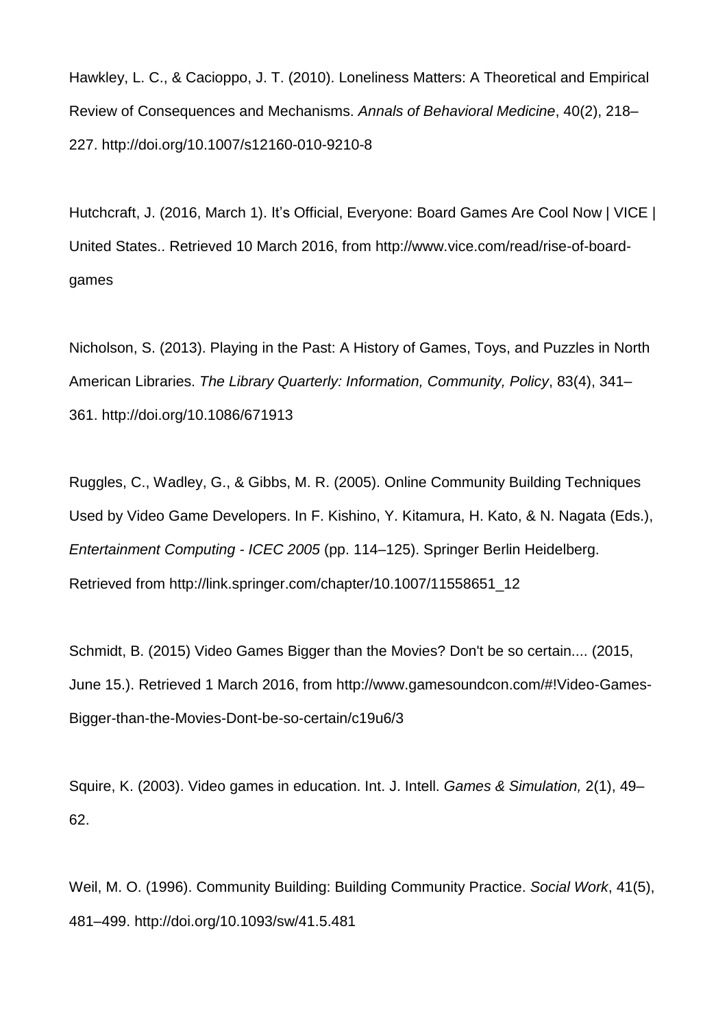Hawkley, L. C., & Cacioppo, J. T. (2010). Loneliness Matters: A Theoretical and Empirical Review of Consequences and Mechanisms. *Annals of Behavioral Medicine*, 40(2), 218–227. http://doi.org/10.1007/s12160-010-9210-8

Hutchcraft, J. (2016, March 1). It's Official, Everyone: Board Games Are Cool Now | VICE | United States.. Retrieved 10 March 2016, from http://www.vice.com/read/rise-of-board-games

Nicholson, S. (2013). Playing in the Past: A History of Games, Toys, and Puzzles in North American Libraries. *The Library Quarterly: Information, Community, Policy*, 83(4), 341–361. http://doi.org/10.1086/671913

Ruggles, C., Wadley, G., & Gibbs, M. R. (2005). Online Community Building Techniques Used by Video Game Developers. In F. Kishino, Y. Kitamura, H. Kato, & N. Nagata (Eds.), *Entertainment Computing - ICEC 2005* (pp. 114–125). Springer Berlin Heidelberg. Retrieved from http://link.springer.com/chapter/10.1007/11558651_12

Schmidt, B. (2015) Video Games Bigger than the Movies? Don't be so certain.... (2015, June 15.). Retrieved 1 March 2016, from http://www.gamesoundcon.com/#!Video-Games-Bigger-than-the-Movies-Dont-be-so-certain/c19u6/3

Squire, K. (2003). Video games in education. Int. J. Intell. *Games & Simulation,* 2(1), 49–62.

Weil, M. O. (1996). Community Building: Building Community Practice. *Social Work*, 41(5), 481–499. http://doi.org/10.1093/sw/41.5.481